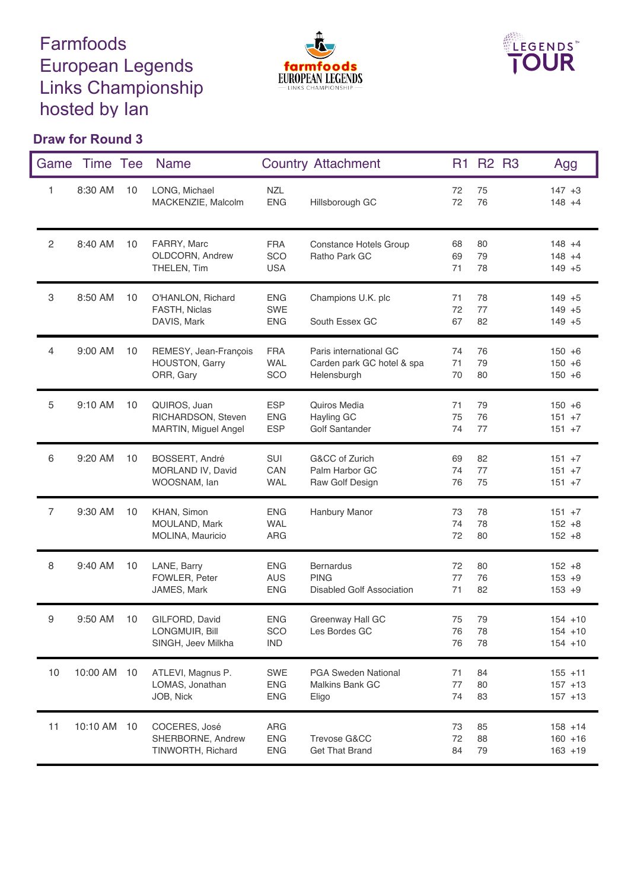# Farmfoods European Legends Links Championship hosted by Ian

## Draw for Round 3

| Game | Time | Tee | Name | Country | Attachment | R1 | R2 | R3 | Agg |
|---|---|---|---|---|---|---|---|---|---|
| 1 | 8:30 AM | 10 | LONG, Michael | NZL | | 72 | 75 | | 147 +3 |
| | | | MACKENZIE, Malcolm | ENG | Hillsborough GC | 72 | 76 | | 148 +4 |
| 2 | 8:40 AM | 10 | FARRY, Marc | FRA | Constance Hotels Group | 68 | 80 | | 148 +4 |
| | | | OLDCORN, Andrew | SCO | Ratho Park GC | 69 | 79 | | 148 +4 |
| | | | THELEN, Tim | USA | | 71 | 78 | | 149 +5 |
| 3 | 8:50 AM | 10 | O'HANLON, Richard | ENG | Champions U.K. plc | 71 | 78 | | 149 +5 |
| | | | FASTH, Niclas | SWE | | 72 | 77 | | 149 +5 |
| | | | DAVIS, Mark | ENG | South Essex GC | 67 | 82 | | 149 +5 |
| 4 | 9:00 AM | 10 | REMESY, Jean-François | FRA | Paris international GC | 74 | 76 | | 150 +6 |
| | | | HOUSTON, Garry | WAL | Carden park GC hotel & spa | 71 | 79 | | 150 +6 |
| | | | ORR, Gary | SCO | Helensburgh | 70 | 80 | | 150 +6 |
| 5 | 9:10 AM | 10 | QUIROS, Juan | ESP | Quiros Media | 71 | 79 | | 150 +6 |
| | | | RICHARDSON, Steven | ENG | Hayling GC | 75 | 76 | | 151 +7 |
| | | | MARTIN, Miguel Angel | ESP | Golf Santander | 74 | 77 | | 151 +7 |
| 6 | 9:20 AM | 10 | BOSSERT, André | SUI | G&CC of Zurich | 69 | 82 | | 151 +7 |
| | | | MORLAND IV, David | CAN | Palm Harbor GC | 74 | 77 | | 151 +7 |
| | | | WOOSNAM, Ian | WAL | Raw Golf Design | 76 | 75 | | 151 +7 |
| 7 | 9:30 AM | 10 | KHAN, Simon | ENG | Hanbury Manor | 73 | 78 | | 151 +7 |
| | | | MOULAND, Mark | WAL | | 74 | 78 | | 152 +8 |
| | | | MOLINA, Mauricio | ARG | | 72 | 80 | | 152 +8 |
| 8 | 9:40 AM | 10 | LANE, Barry | ENG | Bernardus | 72 | 80 | | 152 +8 |
| | | | FOWLER, Peter | AUS | PING | 77 | 76 | | 153 +9 |
| | | | JAMES, Mark | ENG | Disabled Golf Association | 71 | 82 | | 153 +9 |
| 9 | 9:50 AM | 10 | GILFORD, David | ENG | Greenway Hall GC | 75 | 79 | | 154 +10 |
| | | | LONGMUIR, Bill | SCO | Les Bordes GC | 76 | 78 | | 154 +10 |
| | | | SINGH, Jeev Milkha | IND | | 76 | 78 | | 154 +10 |
| 10 | 10:00 AM | 10 | ATLEVI, Magnus P. | SWE | PGA Sweden National | 71 | 84 | | 155 +11 |
| | | | LOMAS, Jonathan | ENG | Malkins Bank GC | 77 | 80 | | 157 +13 |
| | | | JOB, Nick | ENG | Eligo | 74 | 83 | | 157 +13 |
| 11 | 10:10 AM | 10 | COCERES, José | ARG | | 73 | 85 | | 158 +14 |
| | | | SHERBORNE, Andrew | ENG | Trevose G&CC | 72 | 88 | | 160 +16 |
| | | | TINWORTH, Richard | ENG | Get That Brand | 84 | 79 | | 163 +19 |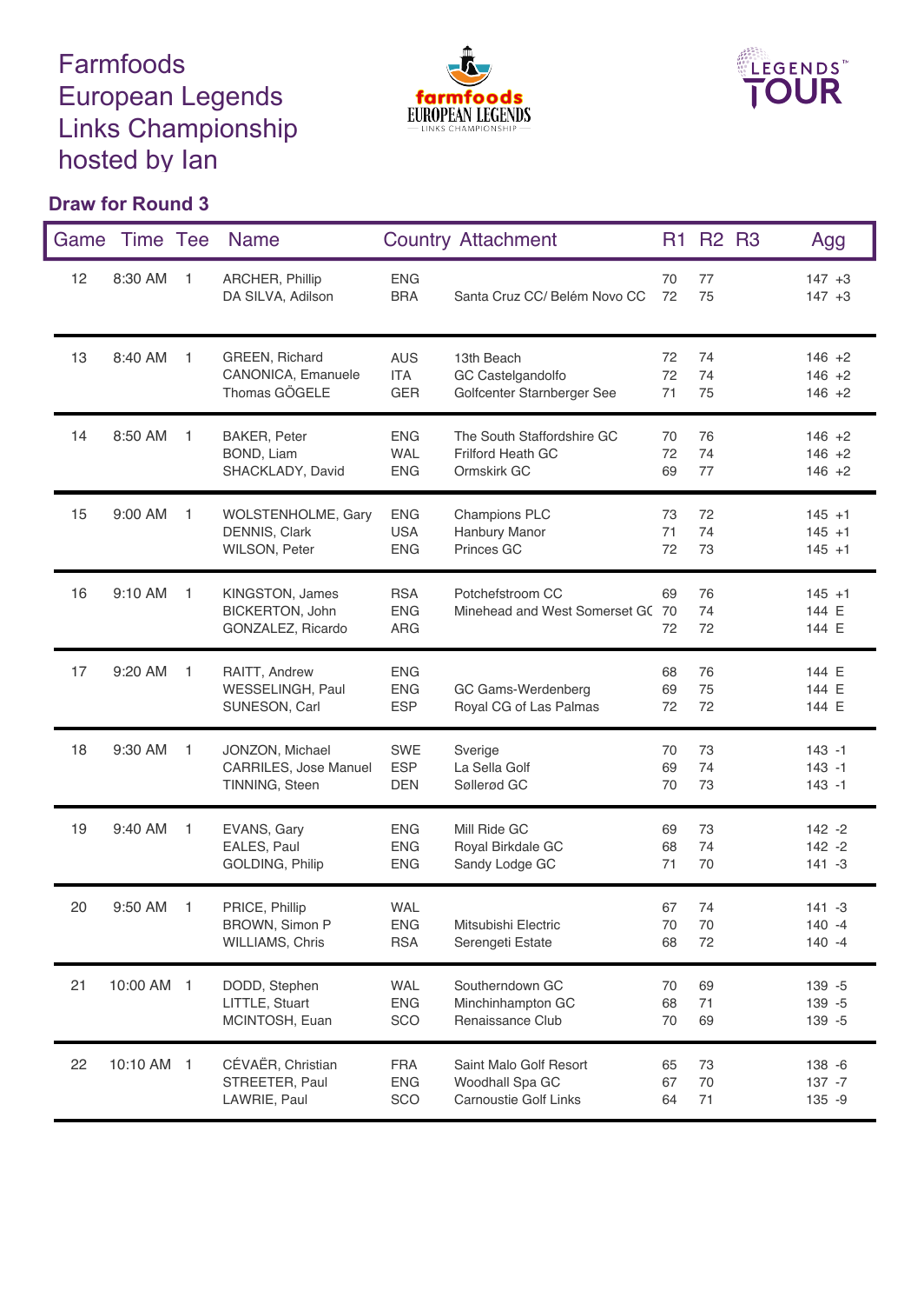# Farmfoods European Legends Links Championship hosted by Ian

## Draw for Round 3

| Game | Time | Tee | Name | Country | Attachment | R1 | R2 | R3 | Agg |
|---|---|---|---|---|---|---|---|---|---|
| 12 | 8:30 AM | 1 | ARCHER, Phillip | ENG | | 70 | 77 | | 147 +3 |
| | | | DA SILVA, Adilson | BRA | Santa Cruz CC/ Belém Novo CC | 72 | 75 | | 147 +3 |
| 13 | 8:40 AM | 1 | GREEN, Richard | AUS | 13th Beach | 72 | 74 | | 146 +2 |
| | | | CANONICA, Emanuele | ITA | GC Castelgandolfo | 72 | 74 | | 146 +2 |
| | | | Thomas GÖGELE | GER | Golfcenter Starnberger See | 71 | 75 | | 146 +2 |
| 14 | 8:50 AM | 1 | BAKER, Peter | ENG | The South Staffordshire GC | 70 | 76 | | 146 +2 |
| | | | BOND, Liam | WAL | Frilford Heath GC | 72 | 74 | | 146 +2 |
| | | | SHACKLADY, David | ENG | Ormskirk GC | 69 | 77 | | 146 +2 |
| 15 | 9:00 AM | 1 | WOLSTENHOLME, Gary | ENG | Champions PLC | 73 | 72 | | 145 +1 |
| | | | DENNIS, Clark | USA | Hanbury Manor | 71 | 74 | | 145 +1 |
| | | | WILSON, Peter | ENG | Princes GC | 72 | 73 | | 145 +1 |
| 16 | 9:10 AM | 1 | KINGSTON, James | RSA | Potchefstroom CC | 69 | 76 | | 145 +1 |
| | | | BICKERTON, John | ENG | Minehead and West Somerset GC | 70 | 74 | | 144 E |
| | | | GONZALEZ, Ricardo | ARG | | 72 | 72 | | 144 E |
| 17 | 9:20 AM | 1 | RAITT, Andrew | ENG | | 68 | 76 | | 144 E |
| | | | WESSELINGH, Paul | ENG | GC Gams-Werdenberg | 69 | 75 | | 144 E |
| | | | SUNESON, Carl | ESP | Royal CG of Las Palmas | 72 | 72 | | 144 E |
| 18 | 9:30 AM | 1 | JONZON, Michael | SWE | Sverige | 70 | 73 | | 143 -1 |
| | | | CARRILES, Jose Manuel | ESP | La Sella Golf | 69 | 74 | | 143 -1 |
| | | | TINNING, Steen | DEN | Søllerød GC | 70 | 73 | | 143 -1 |
| 19 | 9:40 AM | 1 | EVANS, Gary | ENG | Mill Ride GC | 69 | 73 | | 142 -2 |
| | | | EALES, Paul | ENG | Royal Birkdale GC | 68 | 74 | | 142 -2 |
| | | | GOLDING, Philip | ENG | Sandy Lodge GC | 71 | 70 | | 141 -3 |
| 20 | 9:50 AM | 1 | PRICE, Phillip | WAL | | 67 | 74 | | 141 -3 |
| | | | BROWN, Simon P | ENG | Mitsubishi Electric | 70 | 70 | | 140 -4 |
| | | | WILLIAMS, Chris | RSA | Serengeti Estate | 68 | 72 | | 140 -4 |
| 21 | 10:00 AM | 1 | DODD, Stephen | WAL | Southerndown GC | 70 | 69 | | 139 -5 |
| | | | LITTLE, Stuart | ENG | Minchinhampton GC | 68 | 71 | | 139 -5 |
| | | | MCINTOSH, Euan | SCO | Renaissance Club | 70 | 69 | | 139 -5 |
| 22 | 10:10 AM | 1 | CÉVAËR, Christian | FRA | Saint Malo Golf Resort | 65 | 73 | | 138 -6 |
| | | | STREETER, Paul | ENG | Woodhall Spa GC | 67 | 70 | | 137 -7 |
| | | | LAWRIE, Paul | SCO | Carnoustie Golf Links | 64 | 71 | | 135 -9 |